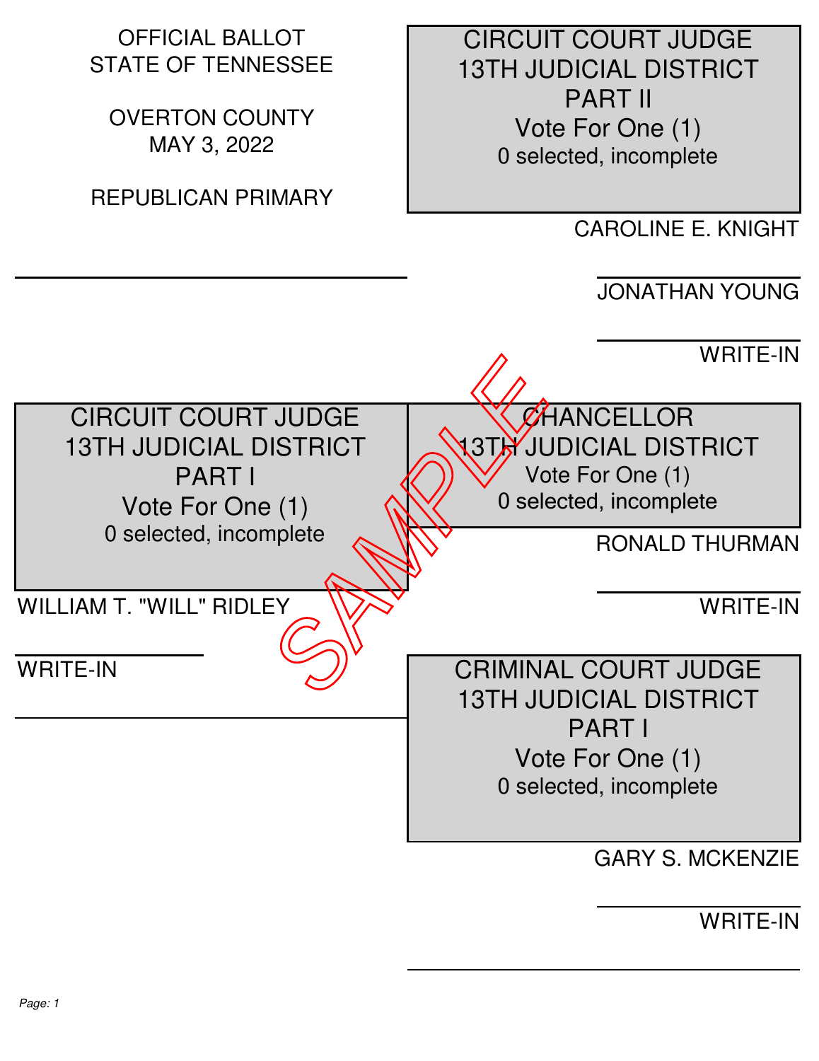OFFICIAL BALLOT
STATE OF TENNESSEE

OVERTON COUNTY
MAY 3, 2022

REPUBLICAN PRIMARY

## CIRCUIT COURT JUDGE 13TH JUDICIAL DISTRICT PART I

Vote For One (1)

0 selected, incomplete

WILLIAM T. "WILL" RIDLEY

WRITE-IN

## CIRCUIT COURT JUDGE 13TH JUDICIAL DISTRICT PART II

Vote For One (1)

0 selected, incomplete

CAROLINE E. KNIGHT

JONATHAN YOUNG

WRITE-IN

## CHANCELLOR 13TH JUDICIAL DISTRICT

Vote For One (1)

0 selected, incomplete

RONALD THURMAN

WRITE-IN

## CRIMINAL COURT JUDGE 13TH JUDICIAL DISTRICT PART I

Vote For One (1)

0 selected, incomplete

GARY S. MCKENZIE

WRITE-IN

SAMPLE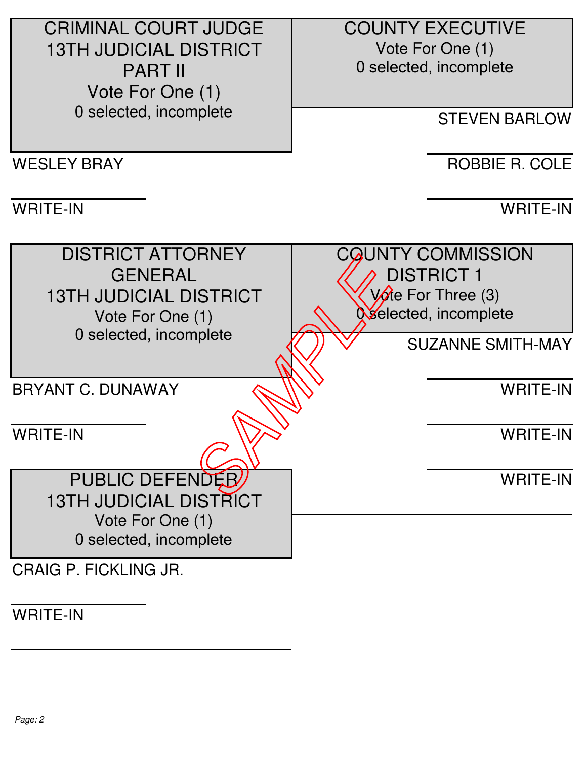## CRIMINAL COURT JUDGE 13TH JUDICIAL DISTRICT PART II

Vote For One (1)

0 selected, incomplete

WESLEY BRAY

WRITE-IN

## DISTRICT ATTORNEY GENERAL 13TH JUDICIAL DISTRICT

Vote For One (1)

0 selected, incomplete

BRYANT C. DUNAWAY

WRITE-IN

## PUBLIC DEFENDER 13TH JUDICIAL DISTRICT

Vote For One (1)

0 selected, incomplete

CRAIG P. FICKLING JR.

WRITE-IN

## COUNTY EXECUTIVE

Vote For One (1)

0 selected, incomplete

STEVEN BARLOW

ROBBIE R. COLE

WRITE-IN

## COUNTY COMMISSION DISTRICT 1

Vote For Three (3)

0 selected, incomplete

SUZANNE SMITH-MAY

WRITE-IN

WRITE-IN

WRITE-IN

SAMPLE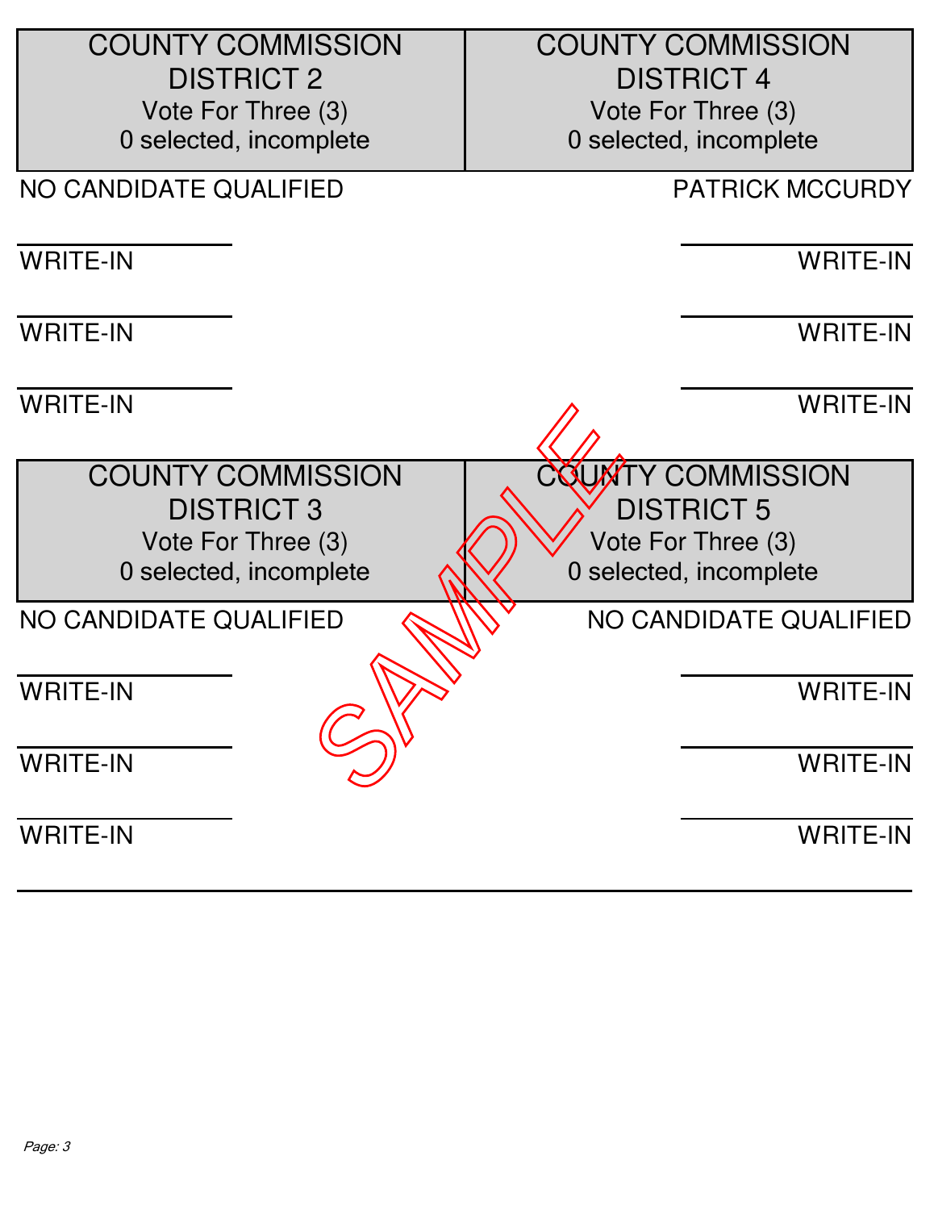## COUNTY COMMISSION DISTRICT 2

Vote For Three (3)

0 selected, incomplete

NO CANDIDATE QUALIFIED

WRITE-IN

WRITE-IN

WRITE-IN

## COUNTY COMMISSION DISTRICT 4

Vote For Three (3)

0 selected, incomplete

PATRICK MCCURDY

WRITE-IN

WRITE-IN

WRITE-IN

## COUNTY COMMISSION DISTRICT 3

Vote For Three (3)

0 selected, incomplete

NO CANDIDATE QUALIFIED

WRITE-IN

WRITE-IN

WRITE-IN

## COUNTY COMMISSION DISTRICT 5

Vote For Three (3)

0 selected, incomplete

NO CANDIDATE QUALIFIED

WRITE-IN

WRITE-IN

WRITE-IN

SAMPLE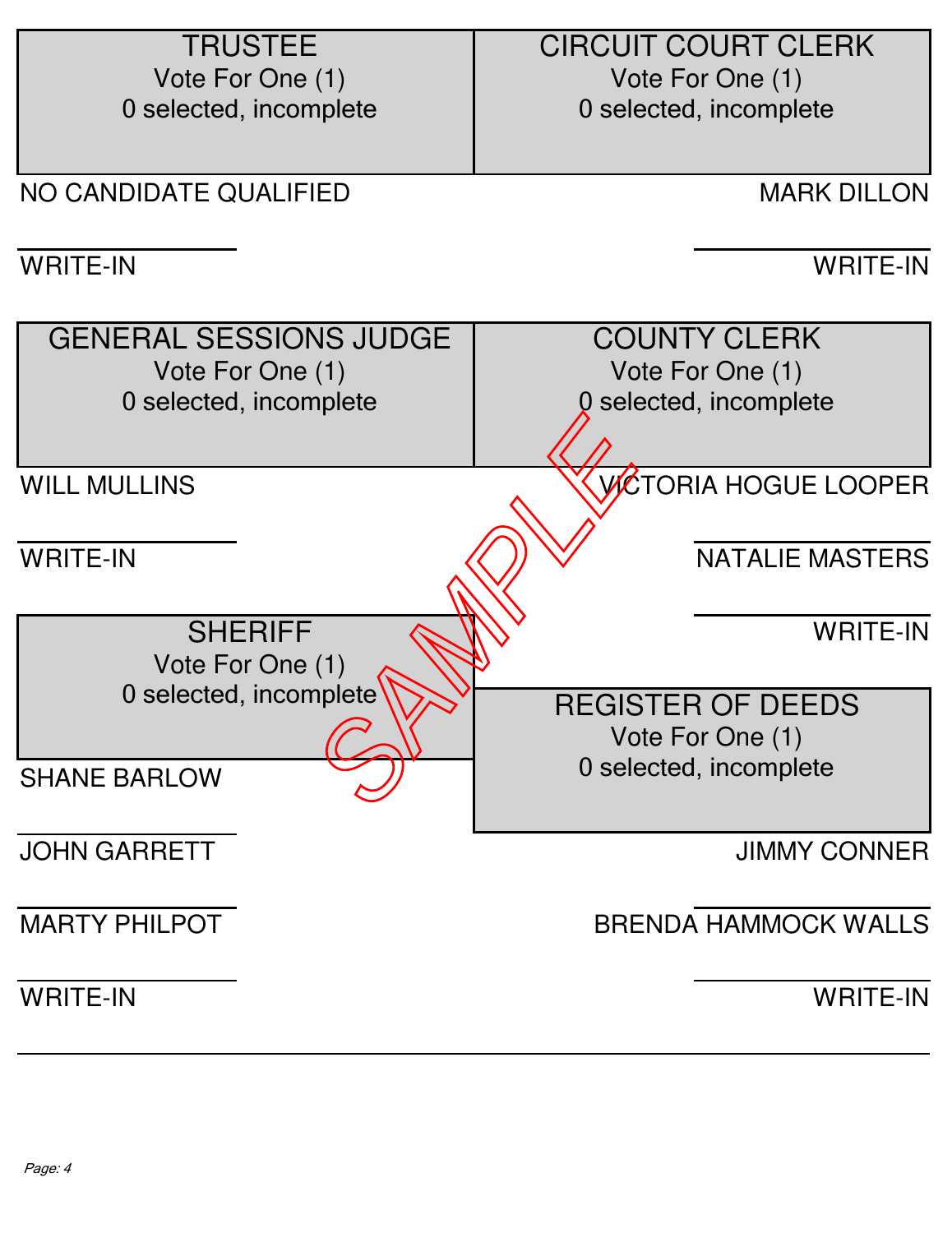## TRUSTEE

Vote For One (1)

0 selected, incomplete

NO CANDIDATE QUALIFIED

WRITE-IN

## CIRCUIT COURT CLERK

Vote For One (1)

0 selected, incomplete

MARK DILLON

WRITE-IN

## GENERAL SESSIONS JUDGE

Vote For One (1)

0 selected, incomplete

WILL MULLINS

WRITE-IN

## COUNTY CLERK

Vote For One (1)

0 selected, incomplete

VICTORIA HOGUE LOOPER

NATALIE MASTERS

WRITE-IN

## SHERIFF

Vote For One (1)

0 selected, incomplete

SHANE BARLOW

JOHN GARRETT

MARTY PHILPOT

WRITE-IN

## REGISTER OF DEEDS

Vote For One (1)

0 selected, incomplete

JIMMY CONNER

BRENDA HAMMOCK WALLS

WRITE-IN

SAMPLE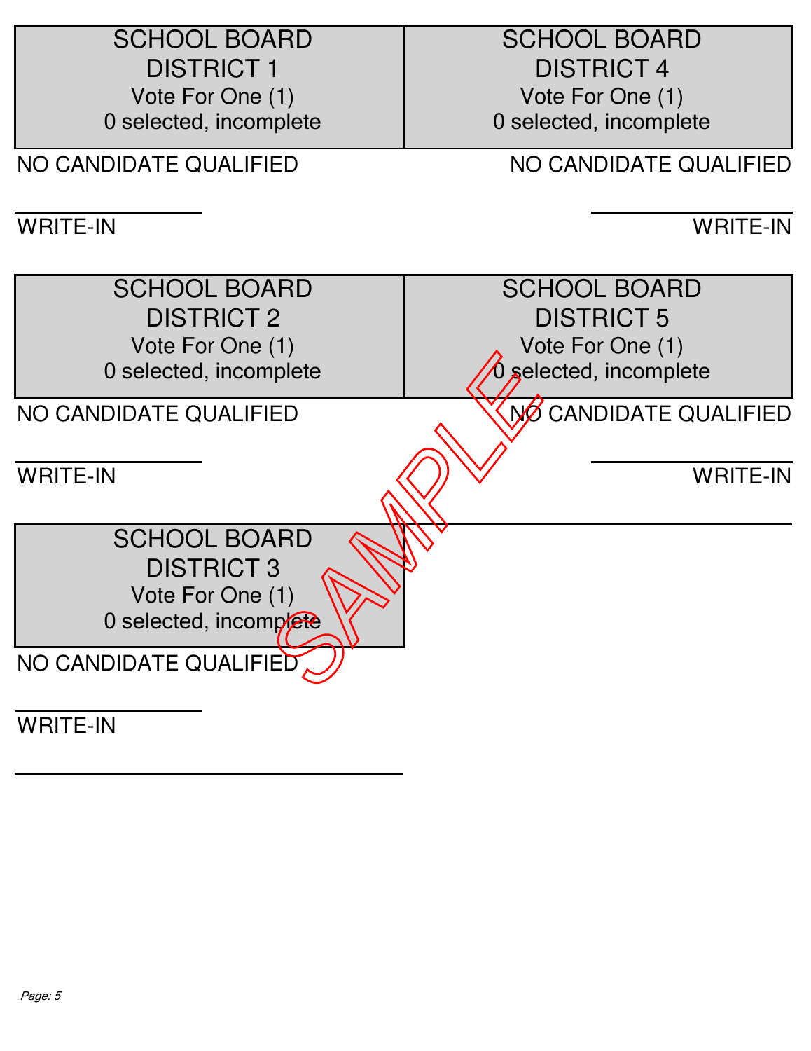## SCHOOL BOARD DISTRICT 1

Vote For One (1)

0 selected, incomplete

NO CANDIDATE QUALIFIED

WRITE-IN

## SCHOOL BOARD DISTRICT 2

Vote For One (1)

0 selected, incomplete

NO CANDIDATE QUALIFIED

WRITE-IN

## SCHOOL BOARD DISTRICT 3

Vote For One (1)

0 selected, incomplete

NO CANDIDATE QUALIFIED

WRITE-IN

## SCHOOL BOARD DISTRICT 4

Vote For One (1)

0 selected, incomplete

NO CANDIDATE QUALIFIED

WRITE-IN

## SCHOOL BOARD DISTRICT 5

Vote For One (1)

0 selected, incomplete

NO CANDIDATE QUALIFIED

WRITE-IN

SAMPLE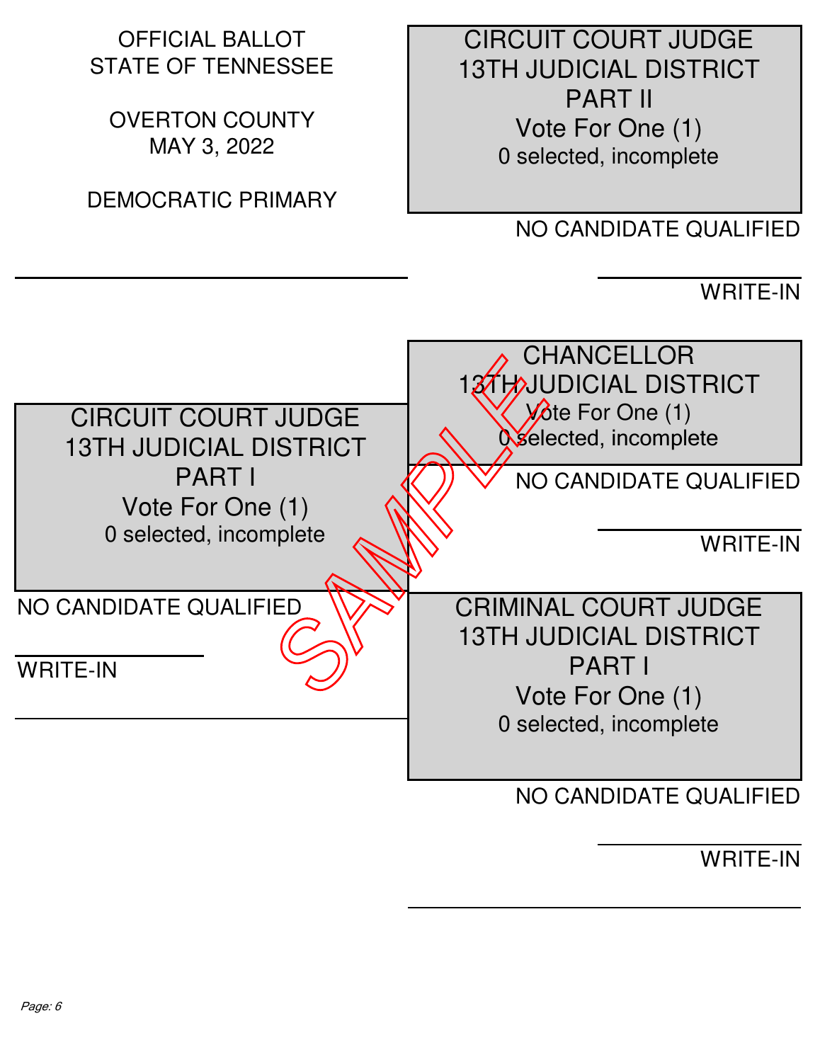OFFICIAL BALLOT
STATE OF TENNESSEE

OVERTON COUNTY
MAY 3, 2022

DEMOCRATIC PRIMARY

## CIRCUIT COURT JUDGE 13TH JUDICIAL DISTRICT PART I

Vote For One (1)

0 selected, incomplete

NO CANDIDATE QUALIFIED

WRITE-IN

## CIRCUIT COURT JUDGE 13TH JUDICIAL DISTRICT PART II

Vote For One (1)

0 selected, incomplete

NO CANDIDATE QUALIFIED

WRITE-IN

## CHANCELLOR 13TH JUDICIAL DISTRICT

Vote For One (1)

0 selected, incomplete

NO CANDIDATE QUALIFIED

WRITE-IN

## CRIMINAL COURT JUDGE 13TH JUDICIAL DISTRICT PART I

Vote For One (1)

0 selected, incomplete

NO CANDIDATE QUALIFIED

WRITE-IN

SAMPLE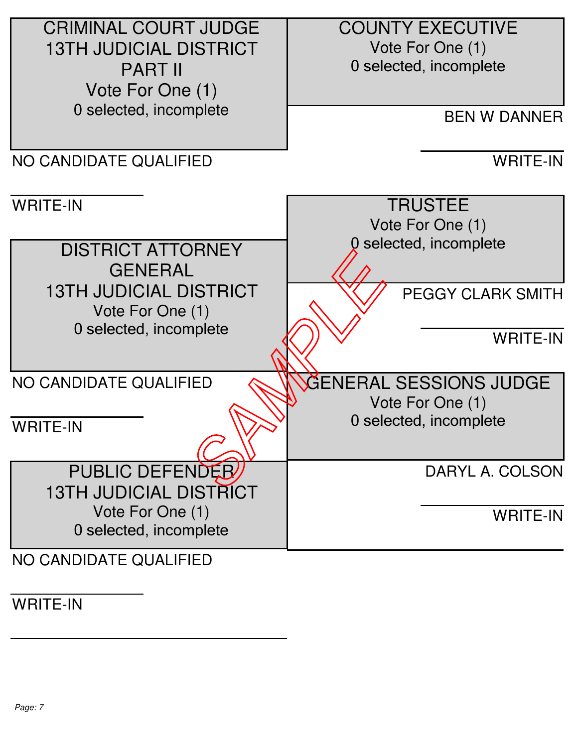## CRIMINAL COURT JUDGE 13TH JUDICIAL DISTRICT PART II

Vote For One (1)

0 selected, incomplete

NO CANDIDATE QUALIFIED

WRITE-IN

## DISTRICT ATTORNEY GENERAL 13TH JUDICIAL DISTRICT

Vote For One (1)

0 selected, incomplete

NO CANDIDATE QUALIFIED

WRITE-IN

## PUBLIC DEFENDER 13TH JUDICIAL DISTRICT

Vote For One (1)

0 selected, incomplete

NO CANDIDATE QUALIFIED

WRITE-IN

## COUNTY EXECUTIVE

Vote For One (1)

0 selected, incomplete

BEN W DANNER

WRITE-IN

## TRUSTEE

Vote For One (1)

0 selected, incomplete

PEGGY CLARK SMITH

WRITE-IN

## GENERAL SESSIONS JUDGE

Vote For One (1)

0 selected, incomplete

DARYL A. COLSON

WRITE-IN

SAMPLE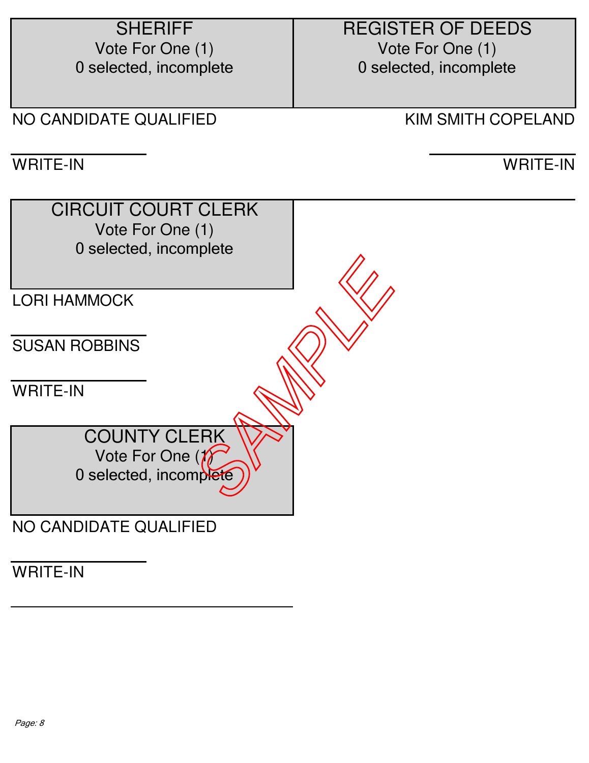## SHERIFF
Vote For One (1)
0 selected, incomplete

NO CANDIDATE QUALIFIED

WRITE-IN

## REGISTER OF DEEDS
Vote For One (1)
0 selected, incomplete

KIM SMITH COPELAND

WRITE-IN

## CIRCUIT COURT CLERK
Vote For One (1)
0 selected, incomplete

LORI HAMMOCK

SUSAN ROBBINS

WRITE-IN

## COUNTY CLERK
Vote For One (1)
0 selected, incomplete

NO CANDIDATE QUALIFIED

WRITE-IN

SAMPLE